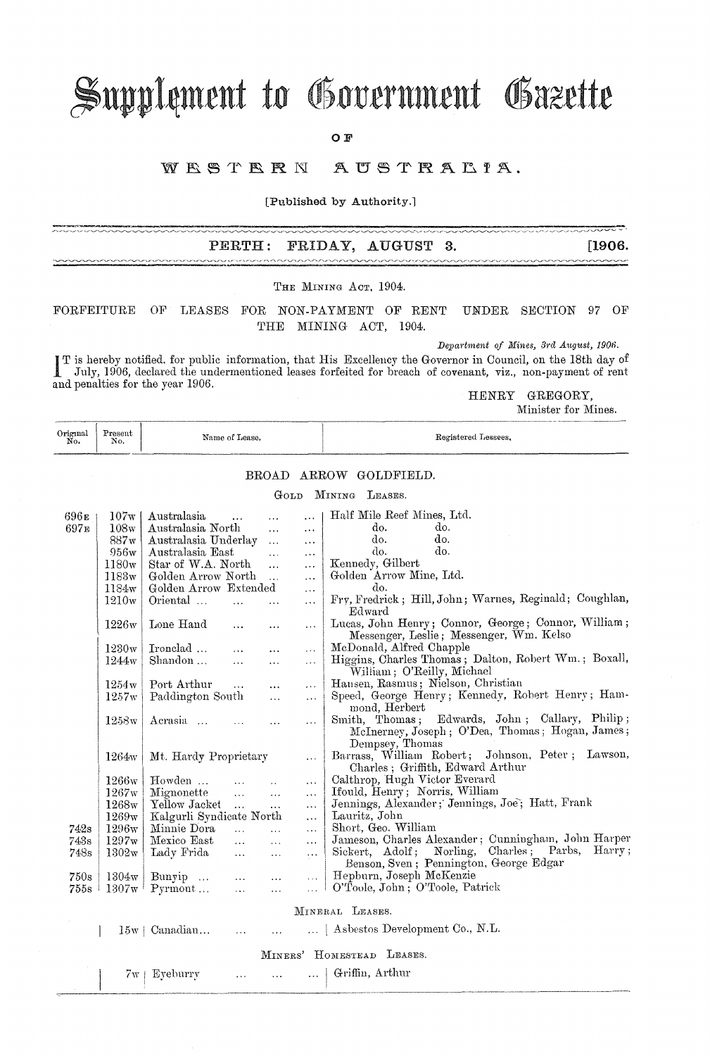# Supplement to Government Gazette

OF

## WESTERN AUSTRALIA.

[Published by Authority.]

**PERTH: FRIDAY, AUGUST 3. [1906.**

THE MINING ACT, 1904.

FORFEITURE OF LEASES FOR NON-PAYMENT OF RENT UNDER SECTION 97 OF THE MINING ACT, 1904.

*Department of Mines, 3rd August, 1906.*

IT is hereby notified, for public information, that His Excellency the Governor in Council, on the 18th day of July, 1906, declared the undermentioned leases forfeited for breach of covenant, viz., non-payment of rent and penalties for the year 1906.

HENRY GREGORY,
Minister for Mines.

| Original No. | Present No. | Name of Lease. | Registered Lessees. |
|---|---|---|---|
| | | **BROAD ARROW GOLDFIELD.** | |
| | | GOLD MINING LEASES. | |
| 696E | 107w | Australasia | Half Mile Reef Mines, Ltd. |
| 697E | 108w | Australasia North | do. do. |
| | 887w | Australasia Underlay | do. do. |
| | 956w | Australasia East | do. do. |
| | 1180w | Star of W.A. North | Kennedy, Gilbert |
| | 1183w | Golden Arrow North | Golden Arrow Mine, Ltd. |
| | 1184w | Golden Arrow Extended | do. |
| | 1210w | Oriental | Fry, Fredrick; Hill, John; Warnes, Reginald; Coughlan, Edward |
| | 1226w | Lone Hand | Lucas, John Henry; Connor, George; Connor, William; Messenger, Leslie; Messenger, Wm. Kelso |
| | 1230w | Ironclad | McDonald, Alfred Chapple |
| | 1244w | Shandon | Higgins, Charles Thomas; Dalton, Robert Wm.; Boxall, William; O'Reilly, Michael |
| | 1254w | Port Arthur | Hansen, Rasmus; Nielson, Christian |
| | 1257w | Paddington South | Speed, George Henry; Kennedy, Robert Henry; Hammond, Herbert |
| | 1258w | Acrasia | Smith, Thomas; Edwards, John; Callary, Philip; McInerney, Joseph; O'Dea, Thomas; Hogan, James; Dempsey, Thomas |
| | 1264w | Mt. Hardy Proprietary | Barrass, William Robert; Johnson, Peter; Lawson, Charles; Griffith, Edward Arthur |
| | 1266w | Howden | Calthrop, Hugh Victor Everard |
| | 1267w | Mignonette | Ifould, Henry; Norris, William |
| | 1268w | Yellow Jacket | Jennings, Alexander; Jennings, Joe; Hatt, Frank |
| | 1269w | Kalgurli Syndicate North | Lauritz, John |
| 742s | 1296w | Minnie Dora | Short, Geo. William |
| 743s | 1297w | Mexico East | Jameson, Charles Alexander; Cunningham, John Harper |
| 748s | 1302w | Lady Frida | Sickert, Adolf; Norling, Charles; Parbs, Harry; Benson, Sven; Pennington, George Edgar |
| 750s | 1304w | Bunyip | Hepburn, Joseph McKenzie |
| 755s | 1307w | Pyrmont | O'Toole, John; O'Toole, Patrick |
| | | MINERAL LEASES. | |
| | 15w | Canadian | Asbestos Development Co., N.L. |
| | | MINERS' HOMESTEAD LEASES. | |
| | 7w | Eyeburry | Griffin, Arthur |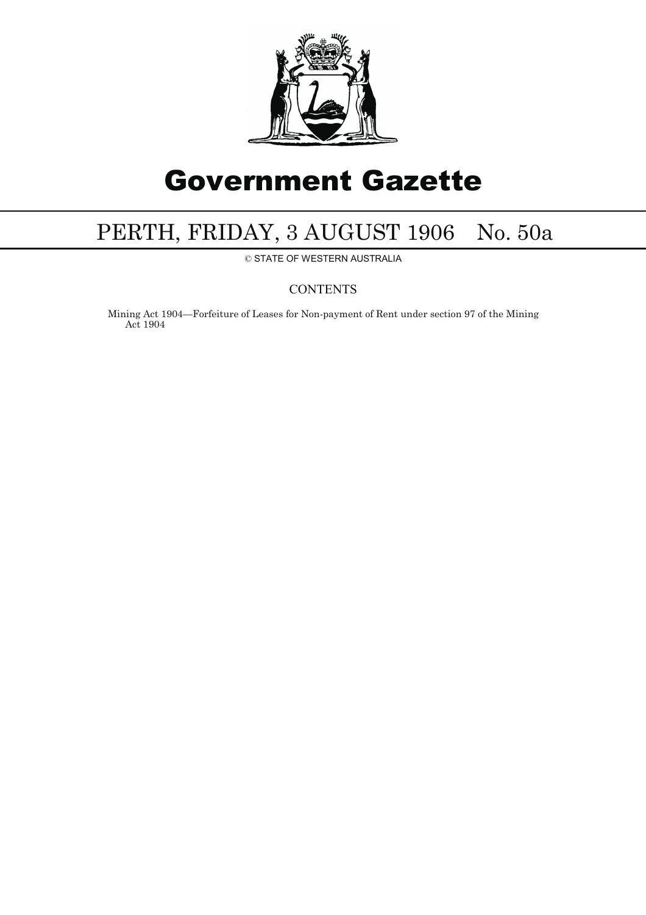# Government Gazette

## PERTH, FRIDAY, 3 AUGUST 1906 No. 50a

© STATE OF WESTERN AUSTRALIA

CONTENTS

Mining Act 1904—Forfeiture of Leases for Non-payment of Rent under section 97 of the Mining Act 1904